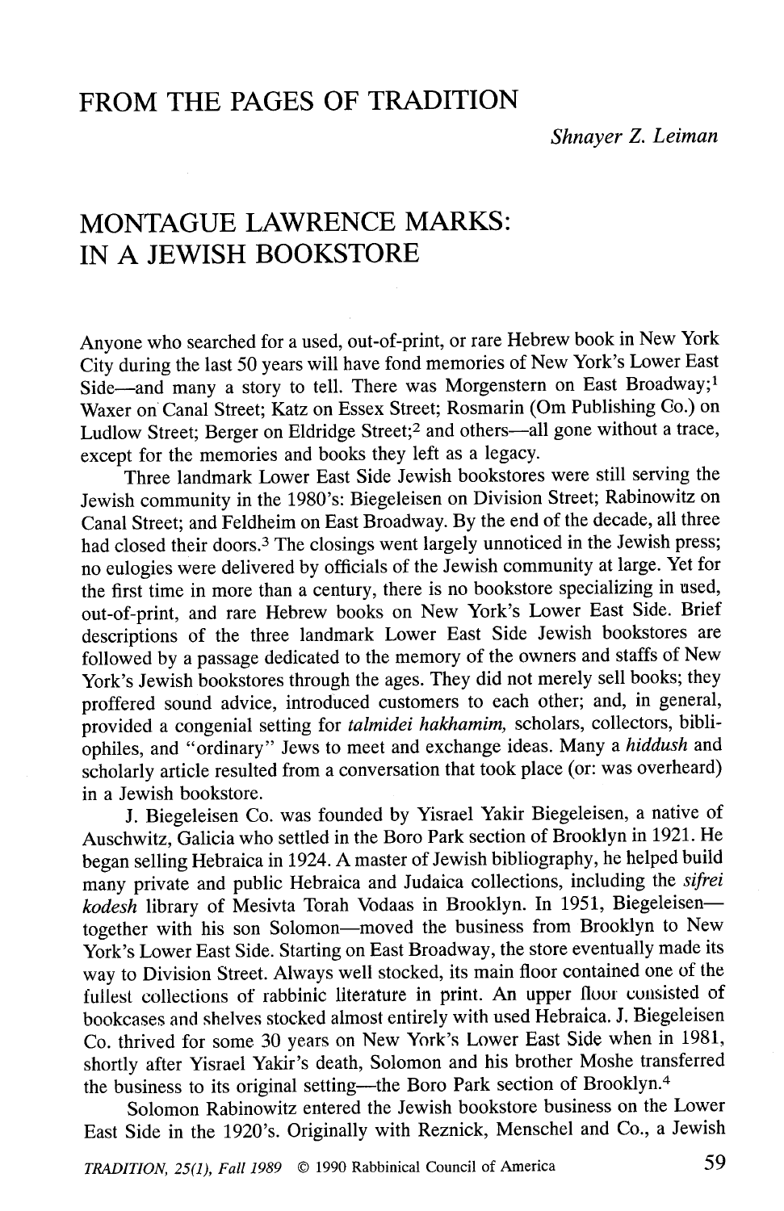# FROM THE PAGES OF TRADITION

*Shnayer Z. Leiman*

## MONTAGUE LAWRENCE MARKS: IN A JEWISH BOOKSTORE

Anyone who searched for a used, out-of-print, or rare Hebrew book in New York City during the last 50 years will have fond memories of New York's Lower East Side—and many a story to tell. There was Morgenstern on East Broadway;[1] Waxer on Canal Street; Katz on Essex Street; Rosmarin (Om Publishing Co.) on Ludlow Street; Berger on Eldridge Street;[2] and others—all gone without a trace, except for the memories and books they left as a legacy.

Three landmark Lower East Side Jewish bookstores were still serving the Jewish community in the 1980's: Biegeleisen on Division Street; Rabinowitz on Canal Street; and Feldheim on East Broadway. By the end of the decade, all three had closed their doors.[3] The closings went largely unnoticed in the Jewish press; no eulogies were delivered by officials of the Jewish community at large. Yet for the first time in more than a century, there is no bookstore specializing in used, out-of-print, and rare Hebrew books on New York's Lower East Side. Brief descriptions of the three landmark Lower East Side Jewish bookstores are followed by a passage dedicated to the memory of the owners and staffs of New York's Jewish bookstores through the ages. They did not merely sell books; they proffered sound advice, introduced customers to each other; and, in general, provided a congenial setting for *talmidei hakhamim,* scholars, collectors, bibliophiles, and "ordinary" Jews to meet and exchange ideas. Many a *hiddush* and scholarly article resulted from a conversation that took place (or: was overheard) in a Jewish bookstore.

J. Biegeleisen Co. was founded by Yisrael Yakir Biegeleisen, a native of Auschwitz, Galicia who settled in the Boro Park section of Brooklyn in 1921. He began selling Hebraica in 1924. A master of Jewish bibliography, he helped build many private and public Hebraica and Judaica collections, including the *sifrei kodesh* library of Mesivta Torah Vodaas in Brooklyn. In 1951, Biegeleisen—together with his son Solomon—moved the business from Brooklyn to New York's Lower East Side. Starting on East Broadway, the store eventually made its way to Division Street. Always well stocked, its main floor contained one of the fullest collections of rabbinic literature in print. An upper floor consisted of bookcases and shelves stocked almost entirely with used Hebraica. J. Biegeleisen Co. thrived for some 30 years on New York's Lower East Side when in 1981, shortly after Yisrael Yakir's death, Solomon and his brother Moshe transferred the business to its original setting—the Boro Park section of Brooklyn.[4]

Solomon Rabinowitz entered the Jewish bookstore business on the Lower East Side in the 1920's. Originally with Reznick, Menschel and Co., a Jewish

*TRADITION, 25(1), Fall 1989* © 1990 Rabbinical Council of America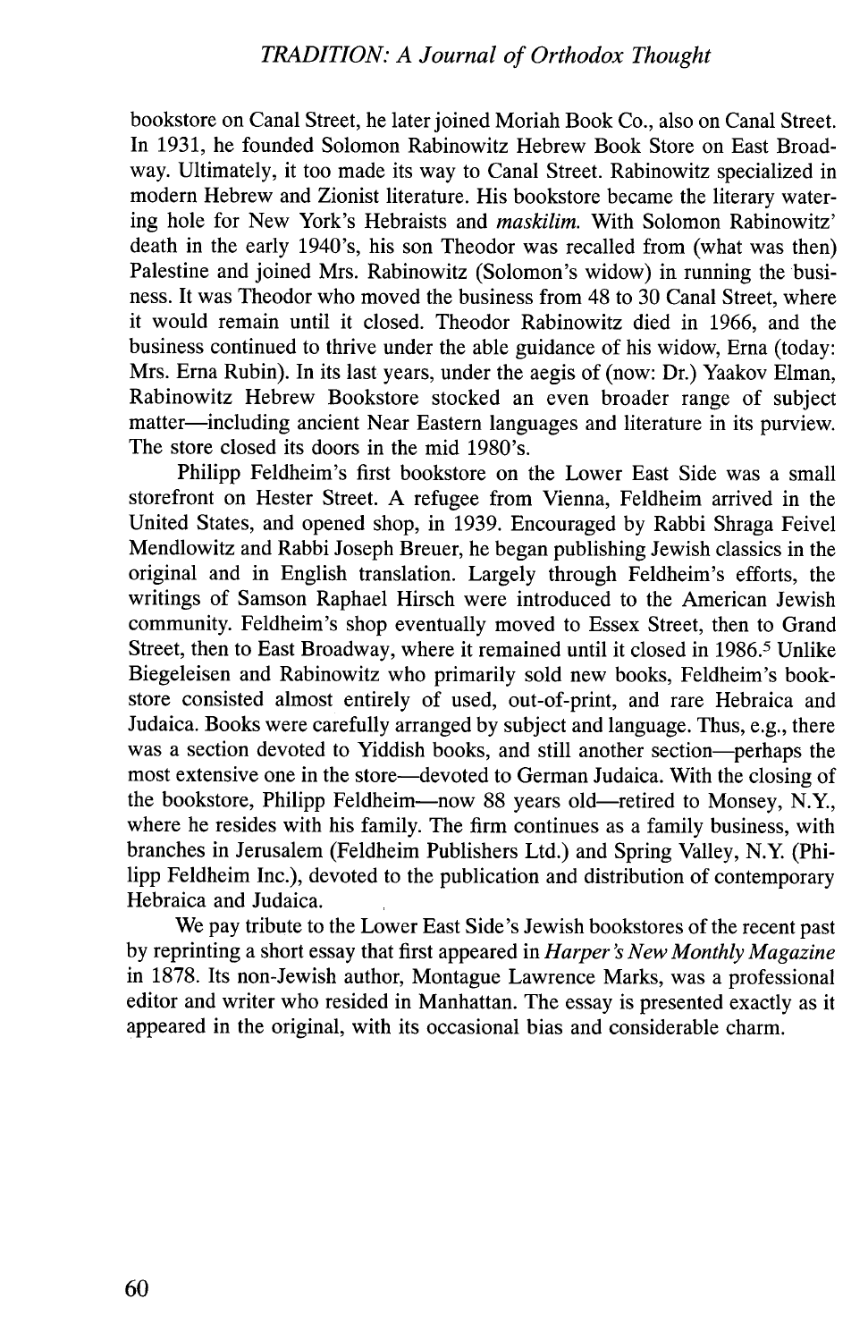bookstore on Canal Street, he later joined Moriah Book Co., also on Canal Street. In 1931, he founded Solomon Rabinowitz Hebrew Book Store on East Broadway. Ultimately, it too made its way to Canal Street. Rabinowitz specialized in modern Hebrew and Zionist literature. His bookstore became the literary watering hole for New York's Hebraists and *maskilim*. With Solomon Rabinowitz' death in the early 1940's, his son Theodor was recalled from (what was then) Palestine and joined Mrs. Rabinowitz (Solomon's widow) in running the business. It was Theodor who moved the business from 48 to 30 Canal Street, where it would remain until it closed. Theodor Rabinowitz died in 1966, and the business continued to thrive under the able guidance of his widow, Erna (today: Mrs. Erna Rubin). In its last years, under the aegis of (now: Dr.) Yaakov Elman, Rabinowitz Hebrew Bookstore stocked an even broader range of subject matter—including ancient Near Eastern languages and literature in its purview. The store closed its doors in the mid 1980's.

Philipp Feldheim's first bookstore on the Lower East Side was a small storefront on Hester Street. A refugee from Vienna, Feldheim arrived in the United States, and opened shop, in 1939. Encouraged by Rabbi Shraga Feivel Mendlowitz and Rabbi Joseph Breuer, he began publishing Jewish classics in the original and in English translation. Largely through Feldheim's efforts, the writings of Samson Raphael Hirsch were introduced to the American Jewish community. Feldheim's shop eventually moved to Essex Street, then to Grand Street, then to East Broadway, where it remained until it closed in 1986.[5] Unlike Biegeleisen and Rabinowitz who primarily sold new books, Feldheim's bookstore consisted almost entirely of used, out-of-print, and rare Hebraica and Judaica. Books were carefully arranged by subject and language. Thus, e.g., there was a section devoted to Yiddish books, and still another section—perhaps the most extensive one in the store—devoted to German Judaica. With the closing of the bookstore, Philipp Feldheim—now 88 years old—retired to Monsey, N.Y., where he resides with his family. The firm continues as a family business, with branches in Jerusalem (Feldheim Publishers Ltd.) and Spring Valley, N.Y. (Philipp Feldheim Inc.), devoted to the publication and distribution of contemporary Hebraica and Judaica.

We pay tribute to the Lower East Side's Jewish bookstores of the recent past by reprinting a short essay that first appeared in *Harper's New Monthly Magazine* in 1878. Its non-Jewish author, Montague Lawrence Marks, was a professional editor and writer who resided in Manhattan. The essay is presented exactly as it appeared in the original, with its occasional bias and considerable charm.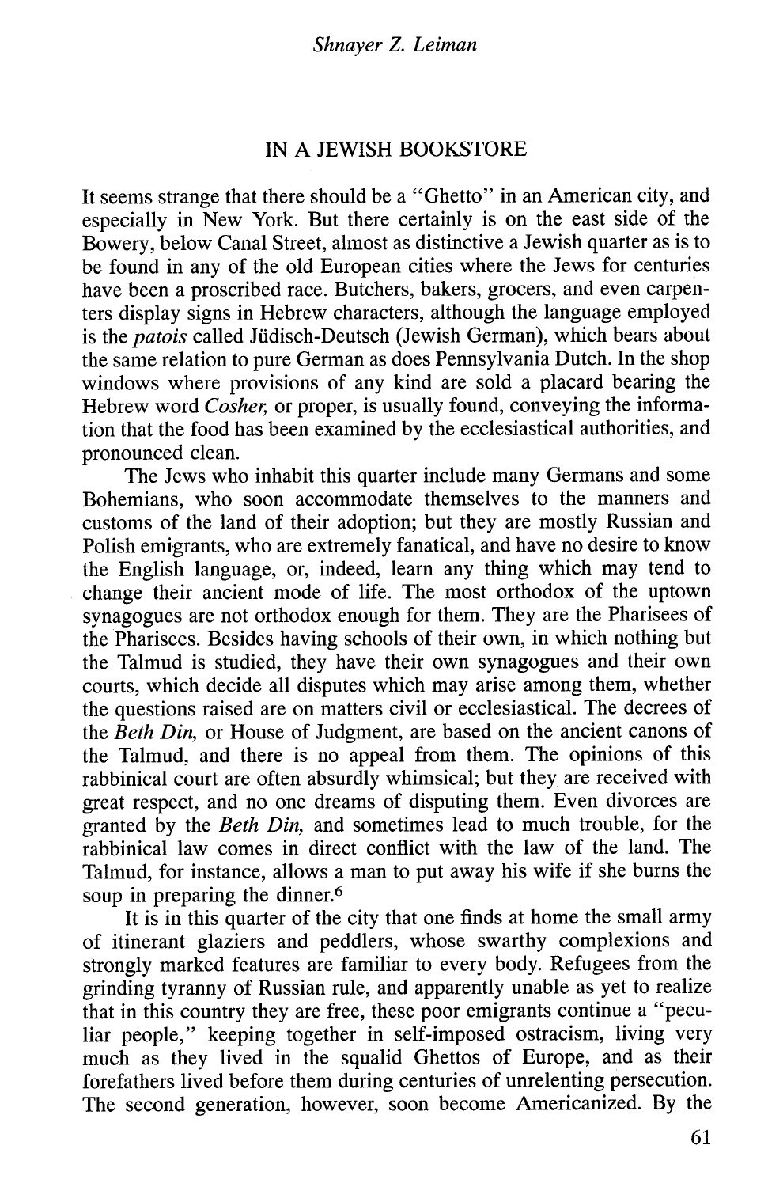## IN A JEWISH BOOKSTORE

It seems strange that there should be a "Ghetto" in an American city, and especially in New York. But there certainly is on the east side of the Bowery, below Canal Street, almost as distinctive a Jewish quarter as is to be found in any of the old European cities where the Jews for centuries have been a proscribed race. Butchers, bakers, grocers, and even carpenters display signs in Hebrew characters, although the language employed is the *patois* called Jüdisch-Deutsch (Jewish German), which bears about the same relation to pure German as does Pennsylvania Dutch. In the shop windows where provisions of any kind are sold a placard bearing the Hebrew word *Cosher,* or proper, is usually found, conveying the information that the food has been examined by the ecclesiastical authorities, and pronounced clean.

The Jews who inhabit this quarter include many Germans and some Bohemians, who soon accommodate themselves to the manners and customs of the land of their adoption; but they are mostly Russian and Polish emigrants, who are extremely fanatical, and have no desire to know the English language, or, indeed, learn any thing which may tend to change their ancient mode of life. The most orthodox of the uptown synagogues are not orthodox enough for them. They are the Pharisees of the Pharisees. Besides having schools of their own, in which nothing but the Talmud is studied, they have their own synagogues and their own courts, which decide all disputes which may arise among them, whether the questions raised are on matters civil or ecclesiastical. The decrees of the *Beth Din,* or House of Judgment, are based on the ancient canons of the Talmud, and there is no appeal from them. The opinions of this rabbinical court are often absurdly whimsical; but they are received with great respect, and no one dreams of disputing them. Even divorces are granted by the *Beth Din,* and sometimes lead to much trouble, for the rabbinical law comes in direct conflict with the law of the land. The Talmud, for instance, allows a man to put away his wife if she burns the soup in preparing the dinner.[6]

It is in this quarter of the city that one finds at home the small army of itinerant glaziers and peddlers, whose swarthy complexions and strongly marked features are familiar to every body. Refugees from the grinding tyranny of Russian rule, and apparently unable as yet to realize that in this country they are free, these poor emigrants continue a "peculiar people," keeping together in self-imposed ostracism, living very much as they lived in the squalid Ghettos of Europe, and as their forefathers lived before them during centuries of unrelenting persecution. The second generation, however, soon become Americanized. By the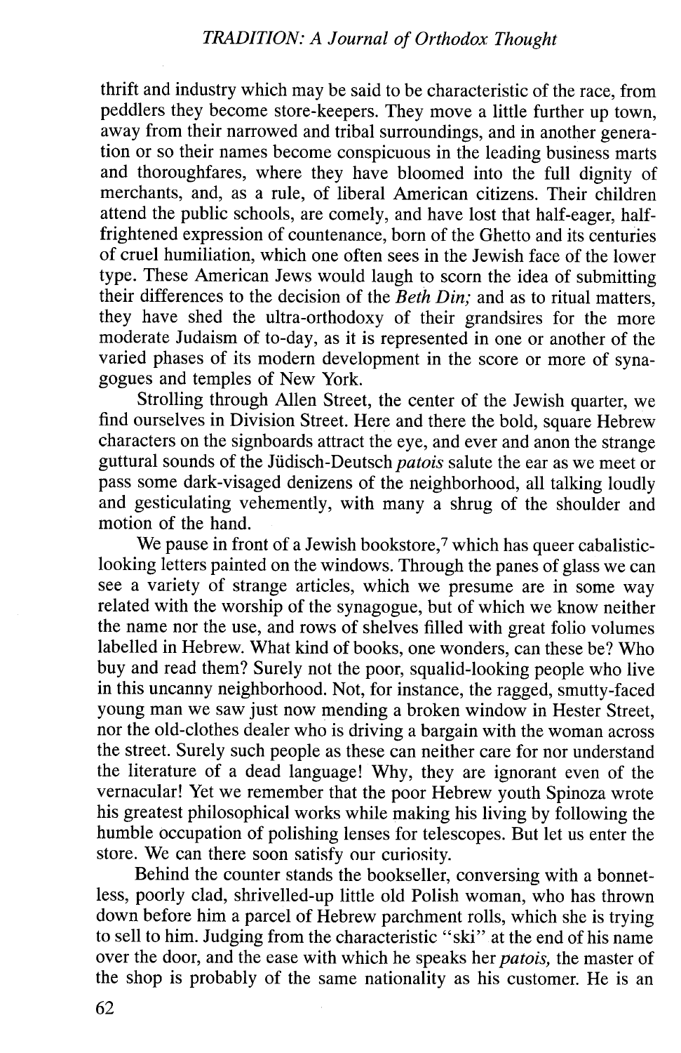thrift and industry which may be said to be characteristic of the race, from peddlers they become store-keepers. They move a little further up town, away from their narrowed and tribal surroundings, and in another generation or so their names become conspicuous in the leading business marts and thoroughfares, where they have bloomed into the full dignity of merchants, and, as a rule, of liberal American citizens. Their children attend the public schools, are comely, and have lost that half-eager, half-frightened expression of countenance, born of the Ghetto and its centuries of cruel humiliation, which one often sees in the Jewish face of the lower type. These American Jews would laugh to scorn the idea of submitting their differences to the decision of the *Beth Din;* and as to ritual matters, they have shed the ultra-orthodoxy of their grandsires for the more moderate Judaism of to-day, as it is represented in one or another of the varied phases of its modern development in the score or more of synagogues and temples of New York.

Strolling through Allen Street, the center of the Jewish quarter, we find ourselves in Division Street. Here and there the bold, square Hebrew characters on the signboards attract the eye, and ever and anon the strange guttural sounds of the Jüdisch-Deutsch *patois* salute the ear as we meet or pass some dark-visaged denizens of the neighborhood, all talking loudly and gesticulating vehemently, with many a shrug of the shoulder and motion of the hand.

We pause in front of a Jewish bookstore,[7] which has queer cabalistic-looking letters painted on the windows. Through the panes of glass we can see a variety of strange articles, which we presume are in some way related with the worship of the synagogue, but of which we know neither the name nor the use, and rows of shelves filled with great folio volumes labelled in Hebrew. What kind of books, one wonders, can these be? Who buy and read them? Surely not the poor, squalid-looking people who live in this uncanny neighborhood. Not, for instance, the ragged, smutty-faced young man we saw just now mending a broken window in Hester Street, nor the old-clothes dealer who is driving a bargain with the woman across the street. Surely such people as these can neither care for nor understand the literature of a dead language! Why, they are ignorant even of the vernacular! Yet we remember that the poor Hebrew youth Spinoza wrote his greatest philosophical works while making his living by following the humble occupation of polishing lenses for telescopes. But let us enter the store. We can there soon satisfy our curiosity.

Behind the counter stands the bookseller, conversing with a bonnetless, poorly clad, shrivelled-up little old Polish woman, who has thrown down before him a parcel of Hebrew parchment rolls, which she is trying to sell to him. Judging from the characteristic "ski" at the end of his name over the door, and the ease with which he speaks her *patois,* the master of the shop is probably of the same nationality as his customer. He is an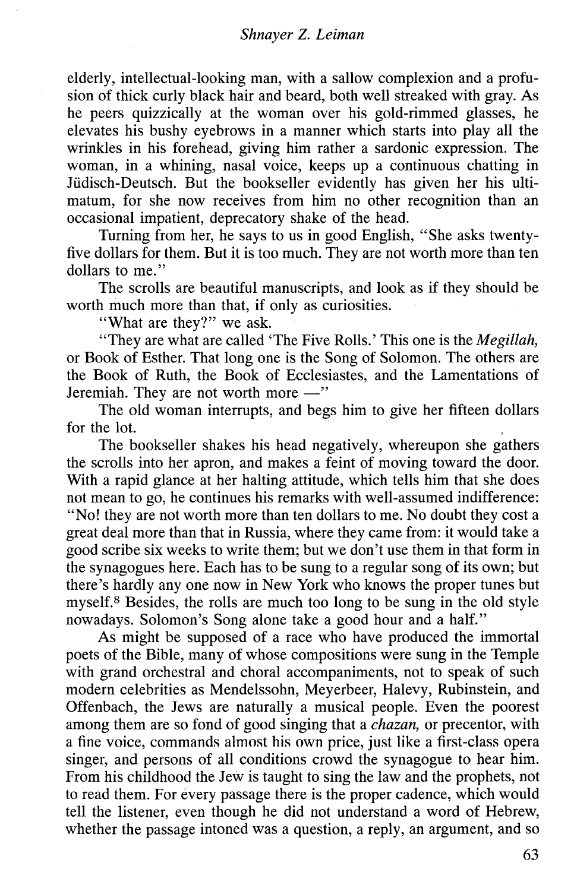elderly, intellectual-looking man, with a sallow complexion and a profusion of thick curly black hair and beard, both well streaked with gray. As he peers quizzically at the woman over his gold-rimmed glasses, he elevates his bushy eyebrows in a manner which starts into play all the wrinkles in his forehead, giving him rather a sardonic expression. The woman, in a whining, nasal voice, keeps up a continuous chatting in Jüdisch-Deutsch. But the bookseller evidently has given her his ultimatum, for she now receives from him no other recognition than an occasional impatient, deprecatory shake of the head.

Turning from her, he says to us in good English, "She asks twenty-five dollars for them. But it is too much. They are not worth more than ten dollars to me."

The scrolls are beautiful manuscripts, and look as if they should be worth much more than that, if only as curiosities.

"What are they?" we ask.

"They are what are called 'The Five Rolls.' This one is the *Megillah,* or Book of Esther. That long one is the Song of Solomon. The others are the Book of Ruth, the Book of Ecclesiastes, and the Lamentations of Jeremiah. They are not worth more —"

The old woman interrupts, and begs him to give her fifteen dollars for the lot.

The bookseller shakes his head negatively, whereupon she gathers the scrolls into her apron, and makes a feint of moving toward the door. With a rapid glance at her halting attitude, which tells him that she does not mean to go, he continues his remarks with well-assumed indifference: "No! they are not worth more than ten dollars to me. No doubt they cost a great deal more than that in Russia, where they came from: it would take a good scribe six weeks to write them; but we don't use them in that form in the synagogues here. Each has to be sung to a regular song of its own; but there's hardly any one now in New York who knows the proper tunes but myself.[8] Besides, the rolls are much too long to be sung in the old style nowadays. Solomon's Song alone take a good hour and a half."

As might be supposed of a race who have produced the immortal poets of the Bible, many of whose compositions were sung in the Temple with grand orchestral and choral accompaniments, not to speak of such modern celebrities as Mendelssohn, Meyerbeer, Halevy, Rubinstein, and Offenbach, the Jews are naturally a musical people. Even the poorest among them are so fond of good singing that a *chazan,* or precentor, with a fine voice, commands almost his own price, just like a first-class opera singer, and persons of all conditions crowd the synagogue to hear him. From his childhood the Jew is taught to sing the law and the prophets, not to read them. For every passage there is the proper cadence, which would tell the listener, even though he did not understand a word of Hebrew, whether the passage intoned was a question, a reply, an argument, and so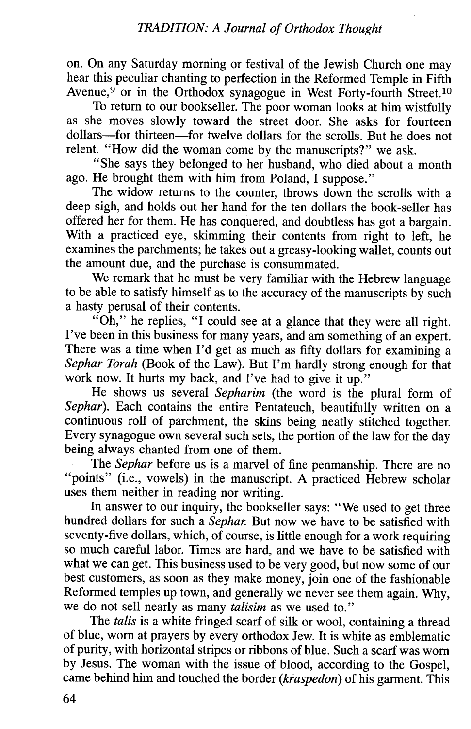on. On any Saturday morning or festival of the Jewish Church one may hear this peculiar chanting to perfection in the Reformed Temple in Fifth Avenue,[9] or in the Orthodox synagogue in West Forty-fourth Street.[10]

To return to our bookseller. The poor woman looks at him wistfully as she moves slowly toward the street door. She asks for fourteen dollars—for thirteen—for twelve dollars for the scrolls. But he does not relent. "How did the woman come by the manuscripts?" we ask.

"She says they belonged to her husband, who died about a month ago. He brought them with him from Poland, I suppose."

The widow returns to the counter, throws down the scrolls with a deep sigh, and holds out her hand for the ten dollars the book-seller has offered her for them. He has conquered, and doubtless has got a bargain. With a practiced eye, skimming their contents from right to left, he examines the parchments; he takes out a greasy-looking wallet, counts out the amount due, and the purchase is consummated.

We remark that he must be very familiar with the Hebrew language to be able to satisfy himself as to the accuracy of the manuscripts by such a hasty perusal of their contents.

"Oh," he replies, "I could see at a glance that they were all right. I've been in this business for many years, and am something of an expert. There was a time when I'd get as much as fifty dollars for examining a *Sephar Torah* (Book of the Law). But I'm hardly strong enough for that work now. It hurts my back, and I've had to give it up."

He shows us several *Sepharim* (the word is the plural form of *Sephar*). Each contains the entire Pentateuch, beautifully written on a continuous roll of parchment, the skins being neatly stitched together. Every synagogue own several such sets, the portion of the law for the day being always chanted from one of them.

The *Sephar* before us is a marvel of fine penmanship. There are no "points" (i.e., vowels) in the manuscript. A practiced Hebrew scholar uses them neither in reading nor writing.

In answer to our inquiry, the bookseller says: "We used to get three hundred dollars for such a *Sephar.* But now we have to be satisfied with seventy-five dollars, which, of course, is little enough for a work requiring so much careful labor. Times are hard, and we have to be satisfied with what we can get. This business used to be very good, but now some of our best customers, as soon as they make money, join one of the fashionable Reformed temples up town, and generally we never see them again. Why, we do not sell nearly as many *talisim* as we used to."

The *talis* is a white fringed scarf of silk or wool, containing a thread of blue, worn at prayers by every orthodox Jew. It is white as emblematic of purity, with horizontal stripes or ribbons of blue. Such a scarf was worn by Jesus. The woman with the issue of blood, according to the Gospel, came behind him and touched the border (*kraspedon*) of his garment. This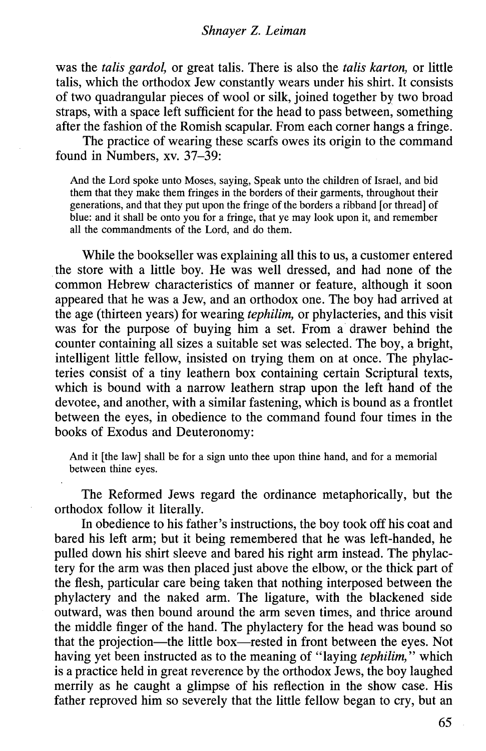was the *talis gardol,* or great talis. There is also the *talis karton,* or little talis, which the orthodox Jew constantly wears under his shirt. It consists of two quadrangular pieces of wool or silk, joined together by two broad straps, with a space left sufficient for the head to pass between, something after the fashion of the Romish scapular. From each corner hangs a fringe.

The practice of wearing these scarfs owes its origin to the command found in Numbers, xv. 37–39:

> And the Lord spoke unto Moses, saying, Speak unto the children of Israel, and bid them that they make them fringes in the borders of their garments, throughout their generations, and that they put upon the fringe of the borders a ribband [or thread] of blue: and it shall be onto you for a fringe, that ye may look upon it, and remember all the commandments of the Lord, and do them.

While the bookseller was explaining all this to us, a customer entered the store with a little boy. He was well dressed, and had none of the common Hebrew characteristics of manner or feature, although it soon appeared that he was a Jew, and an orthodox one. The boy had arrived at the age (thirteen years) for wearing *tephilim,* or phylacteries, and this visit was for the purpose of buying him a set. From a drawer behind the counter containing all sizes a suitable set was selected. The boy, a bright, intelligent little fellow, insisted on trying them on at once. The phylacteries consist of a tiny leathern box containing certain Scriptural texts, which is bound with a narrow leathern strap upon the left hand of the devotee, and another, with a similar fastening, which is bound as a frontlet between the eyes, in obedience to the command found four times in the books of Exodus and Deuteronomy:

> And it [the law] shall be for a sign unto thee upon thine hand, and for a memorial between thine eyes.

The Reformed Jews regard the ordinance metaphorically, but the orthodox follow it literally.

In obedience to his father's instructions, the boy took off his coat and bared his left arm; but it being remembered that he was left-handed, he pulled down his shirt sleeve and bared his right arm instead. The phylactery for the arm was then placed just above the elbow, or the thick part of the flesh, particular care being taken that nothing interposed between the phylactery and the naked arm. The ligature, with the blackened side outward, was then bound around the arm seven times, and thrice around the middle finger of the hand. The phylactery for the head was bound so that the projection—the little box—rested in front between the eyes. Not having yet been instructed as to the meaning of "laying *tephilim,*" which is a practice held in great reverence by the orthodox Jews, the boy laughed merrily as he caught a glimpse of his reflection in the show case. His father reproved him so severely that the little fellow began to cry, but an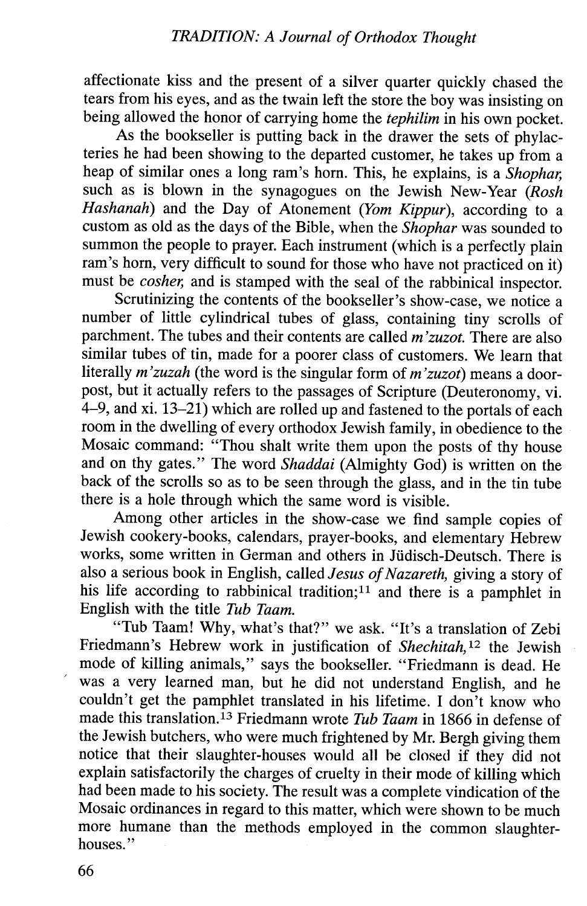affectionate kiss and the present of a silver quarter quickly chased the tears from his eyes, and as the twain left the store the boy was insisting on being allowed the honor of carrying home the *tephilim* in his own pocket.

As the bookseller is putting back in the drawer the sets of phylacteries he had been showing to the departed customer, he takes up from a heap of similar ones a long ram's horn. This, he explains, is a *Shophar,* such as is blown in the synagogues on the Jewish New-Year (*Rosh Hashanah*) and the Day of Atonement (*Yom Kippur*), according to a custom as old as the days of the Bible, when the *Shophar* was sounded to summon the people to prayer. Each instrument (which is a perfectly plain ram's horn, very difficult to sound for those who have not practiced on it) must be *cosher,* and is stamped with the seal of the rabbinical inspector.

Scrutinizing the contents of the bookseller's show-case, we notice a number of little cylindrical tubes of glass, containing tiny scrolls of parchment. The tubes and their contents are called *m'zuzot.* There are also similar tubes of tin, made for a poorer class of customers. We learn that literally *m'zuzah* (the word is the singular form of *m'zuzot*) means a door-post, but it actually refers to the passages of Scripture (Deuteronomy, vi. 4–9, and xi. 13–21) which are rolled up and fastened to the portals of each room in the dwelling of every orthodox Jewish family, in obedience to the Mosaic command: "Thou shalt write them upon the posts of thy house and on thy gates." The word *Shaddai* (Almighty God) is written on the back of the scrolls so as to be seen through the glass, and in the tin tube there is a hole through which the same word is visible.

Among other articles in the show-case we find sample copies of Jewish cookery-books, calendars, prayer-books, and elementary Hebrew works, some written in German and others in Jüdisch-Deutsch. There is also a serious book in English, called *Jesus of Nazareth,* giving a story of his life according to rabbinical tradition;[11] and there is a pamphlet in English with the title *Tub Taam.*

"Tub Taam! Why, what's that?" we ask. "It's a translation of Zebi Friedmann's Hebrew work in justification of *Shechitah,*[12] the Jewish mode of killing animals," says the bookseller. "Friedmann is dead. He was a very learned man, but he did not understand English, and he couldn't get the pamphlet translated in his lifetime. I don't know who made this translation.[13] Friedmann wrote *Tub Taam* in 1866 in defense of the Jewish butchers, who were much frightened by Mr. Bergh giving them notice that their slaughter-houses would all be closed if they did not explain satisfactorily the charges of cruelty in their mode of killing which had been made to his society. The result was a complete vindication of the Mosaic ordinances in regard to this matter, which were shown to be much more humane than the methods employed in the common slaughter-houses."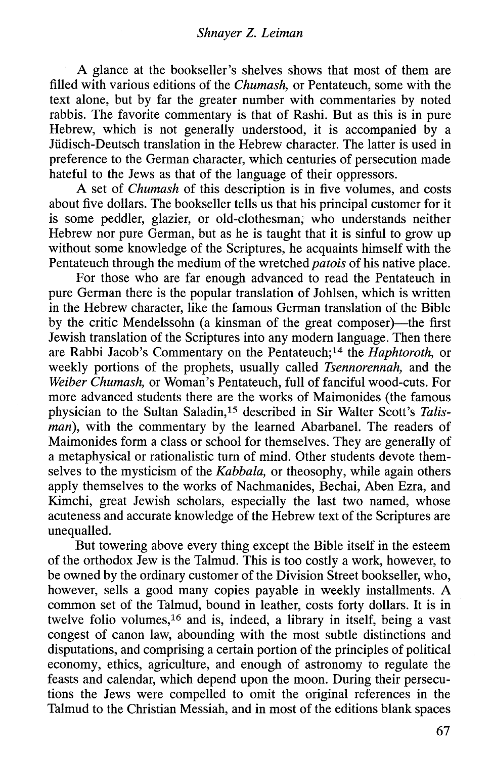A glance at the bookseller's shelves shows that most of them are filled with various editions of the *Chumash,* or Pentateuch, some with the text alone, but by far the greater number with commentaries by noted rabbis. The favorite commentary is that of Rashi. But as this is in pure Hebrew, which is not generally understood, it is accompanied by a Jüdisch-Deutsch translation in the Hebrew character. The latter is used in preference to the German character, which centuries of persecution made hateful to the Jews as that of the language of their oppressors.

A set of *Chumash* of this description is in five volumes, and costs about five dollars. The bookseller tells us that his principal customer for it is some peddler, glazier, or old-clothesman, who understands neither Hebrew nor pure German, but as he is taught that it is sinful to grow up without some knowledge of the Scriptures, he acquaints himself with the Pentateuch through the medium of the wretched *patois* of his native place.

For those who are far enough advanced to read the Pentateuch in pure German there is the popular translation of Johlsen, which is written in the Hebrew character, like the famous German translation of the Bible by the critic Mendelssohn (a kinsman of the great composer)—the first Jewish translation of the Scriptures into any modern language. Then there are Rabbi Jacob's Commentary on the Pentateuch;[14] the *Haphtoroth,* or weekly portions of the prophets, usually called *Tsennorennah,* and the *Weiber Chumash,* or Woman's Pentateuch, full of fanciful wood-cuts. For more advanced students there are the works of Maimonides (the famous physician to the Sultan Saladin,[15] described in Sir Walter Scott's *Talisman*), with the commentary by the learned Abarbanel. The readers of Maimonides form a class or school for themselves. They are generally of a metaphysical or rationalistic turn of mind. Other students devote themselves to the mysticism of the *Kabbala,* or theosophy, while again others apply themselves to the works of Nachmanides, Bechai, Aben Ezra, and Kimchi, great Jewish scholars, especially the last two named, whose acuteness and accurate knowledge of the Hebrew text of the Scriptures are unequalled.

But towering above every thing except the Bible itself in the esteem of the orthodox Jew is the Talmud. This is too costly a work, however, to be owned by the ordinary customer of the Division Street bookseller, who, however, sells a good many copies payable in weekly installments. A common set of the Talmud, bound in leather, costs forty dollars. It is in twelve folio volumes,[16] and is, indeed, a library in itself, being a vast congest of canon law, abounding with the most subtle distinctions and disputations, and comprising a certain portion of the principles of political economy, ethics, agriculture, and enough of astronomy to regulate the feasts and calendar, which depend upon the moon. During their persecutions the Jews were compelled to omit the original references in the Talmud to the Christian Messiah, and in most of the editions blank spaces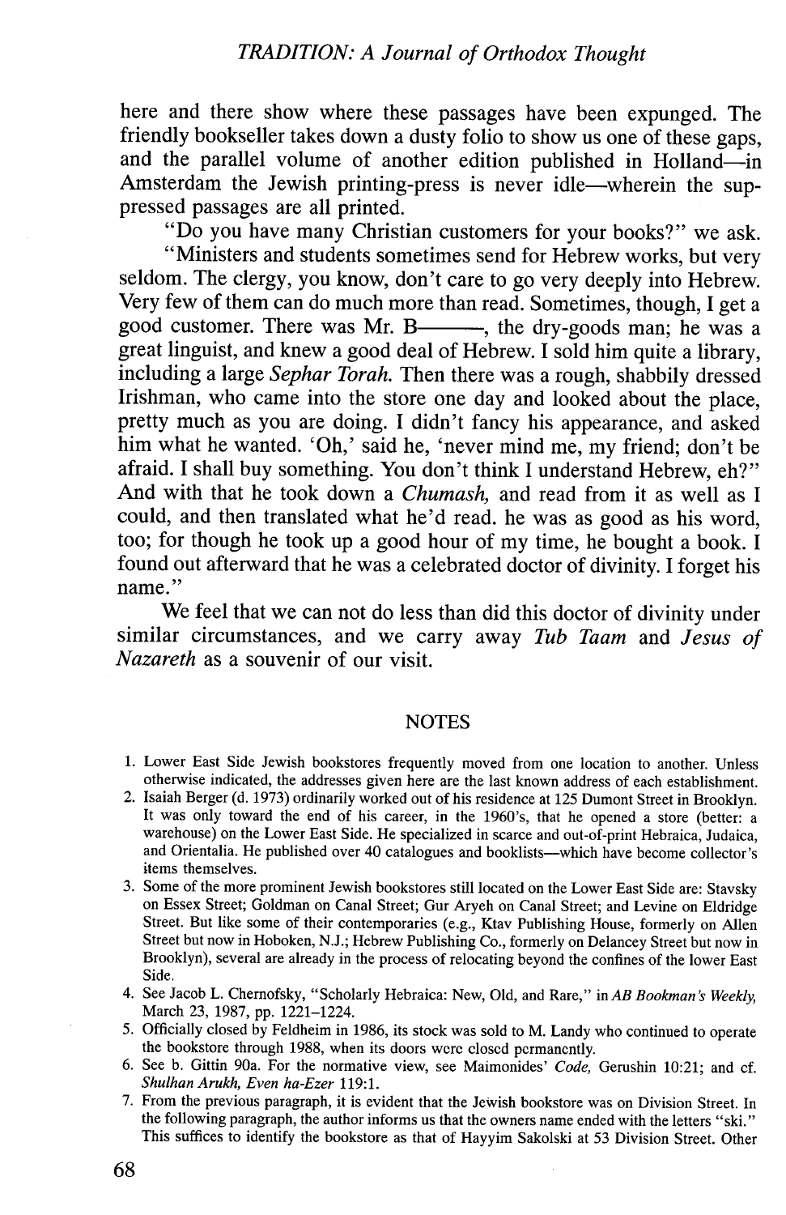here and there show where these passages have been expunged. The friendly bookseller takes down a dusty folio to show us one of these gaps, and the parallel volume of another edition published in Holland—in Amsterdam the Jewish printing-press is never idle—wherein the suppressed passages are all printed.

"Do you have many Christian customers for your books?" we ask.

"Ministers and students sometimes send for Hebrew works, but very seldom. The clergy, you know, don't care to go very deeply into Hebrew. Very few of them can do much more than read. Sometimes, though, I get a good customer. There was Mr. B———, the dry-goods man; he was a great linguist, and knew a good deal of Hebrew. I sold him quite a library, including a large *Sephar Torah.* Then there was a rough, shabbily dressed Irishman, who came into the store one day and looked about the place, pretty much as you are doing. I didn't fancy his appearance, and asked him what he wanted. 'Oh,' said he, 'never mind me, my friend; don't be afraid. I shall buy something. You don't think I understand Hebrew, eh?" And with that he took down a *Chumash,* and read from it as well as I could, and then translated what he'd read. he was as good as his word, too; for though he took up a good hour of my time, he bought a book. I found out afterward that he was a celebrated doctor of divinity. I forget his name."

We feel that we can not do less than did this doctor of divinity under similar circumstances, and we carry away *Tub Taam* and *Jesus of Nazareth* as a souvenir of our visit.

## NOTES

1. Lower East Side Jewish bookstores frequently moved from one location to another. Unless otherwise indicated, the addresses given here are the last known address of each establishment.
2. Isaiah Berger (d. 1973) ordinarily worked out of his residence at 125 Dumont Street in Brooklyn. It was only toward the end of his career, in the 1960's, that he opened a store (better: a warehouse) on the Lower East Side. He specialized in scarce and out-of-print Hebraica, Judaica, and Orientalia. He published over 40 catalogues and booklists—which have become collector's items themselves.
3. Some of the more prominent Jewish bookstores still located on the Lower East Side are: Stavsky on Essex Street; Goldman on Canal Street; Gur Aryeh on Canal Street; and Levine on Eldridge Street. But like some of their contemporaries (e.g., Ktav Publishing House, formerly on Allen Street but now in Hoboken, N.J.; Hebrew Publishing Co., formerly on Delancey Street but now in Brooklyn), several are already in the process of relocating beyond the confines of the lower East Side.
4. See Jacob L. Chernofsky, "Scholarly Hebraica: New, Old, and Rare," in *AB Bookman's Weekly,* March 23, 1987, pp. 1221–1224.
5. Officially closed by Feldheim in 1986, its stock was sold to M. Landy who continued to operate the bookstore through 1988, when its doors were closed permanently.
6. See b. Gittin 90a. For the normative view, see Maimonides' *Code,* Gerushin 10:21; and cf. *Shulhan Arukh, Even ha-Ezer* 119:1.
7. From the previous paragraph, it is evident that the Jewish bookstore was on Division Street. In the following paragraph, the author informs us that the owners name ended with the letters "ski." This suffices to identify the bookstore as that of Hayyim Sakolski at 53 Division Street. Other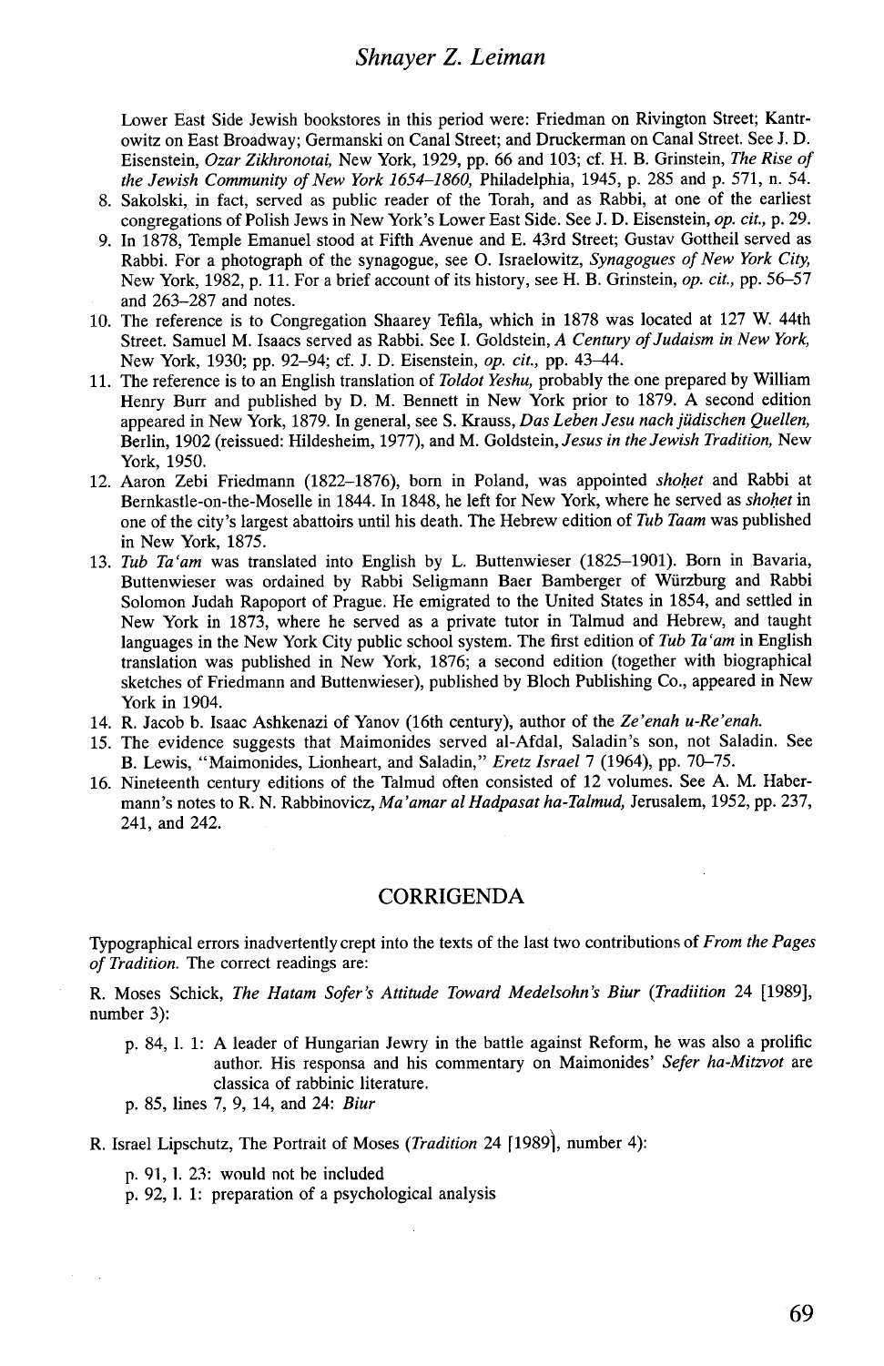Lower East Side Jewish bookstores in this period were: Friedman on Rivington Street; Kantrowitz on East Broadway; Germanski on Canal Street; and Druckerman on Canal Street. See J. D. Eisenstein, *Ozar Zikhronotai,* New York, 1929, pp. 66 and 103; cf. H. B. Grinstein, *The Rise of the Jewish Community of New York 1654–1860,* Philadelphia, 1945, p. 285 and p. 571, n. 54.

8. Sakolski, in fact, served as public reader of the Torah, and as Rabbi, at one of the earliest congregations of Polish Jews in New York's Lower East Side. See J. D. Eisenstein, *op. cit.,* p. 29.
9. In 1878, Temple Emanuel stood at Fifth Avenue and E. 43rd Street; Gustav Gottheil served as Rabbi. For a photograph of the synagogue, see O. Israelowitz, *Synagogues of New York City,* New York, 1982, p. 11. For a brief account of its history, see H. B. Grinstein, *op. cit.,* pp. 56–57 and 263–287 and notes.
10. The reference is to Congregation Shaarey Tefila, which in 1878 was located at 127 W. 44th Street. Samuel M. Isaacs served as Rabbi. See I. Goldstein, *A Century of Judaism in New York,* New York, 1930; pp. 92–94; cf. J. D. Eisenstein, *op. cit.,* pp. 43–44.
11. The reference is to an English translation of *Toldot Yeshu,* probably the one prepared by William Henry Burr and published by D. M. Bennett in New York prior to 1879. A second edition appeared in New York, 1879. In general, see S. Krauss, *Das Leben Jesu nach jüdischen Quellen,* Berlin, 1902 (reissued: Hildesheim, 1977), and M. Goldstein, *Jesus in the Jewish Tradition,* New York, 1950.
12. Aaron Zebi Friedmann (1822–1876), born in Poland, was appointed *shoḥet* and Rabbi at Bernkastle-on-the-Moselle in 1844. In 1848, he left for New York, where he served as *shoḥet* in one of the city's largest abattoirs until his death. The Hebrew edition of *Tub Taam* was published in New York, 1875.
13. *Tub Ta'am* was translated into English by L. Buttenwieser (1825–1901). Born in Bavaria, Buttenwieser was ordained by Rabbi Seligmann Baer Bamberger of Würzburg and Rabbi Solomon Judah Rapoport of Prague. He emigrated to the United States in 1854, and settled in New York in 1873, where he served as a private tutor in Talmud and Hebrew, and taught languages in the New York City public school system. The first edition of *Tub Ta'am* in English translation was published in New York, 1876; a second edition (together with biographical sketches of Friedmann and Buttenwieser), published by Bloch Publishing Co., appeared in New York in 1904.
14. R. Jacob b. Isaac Ashkenazi of Yanov (16th century), author of the *Ze'enah u-Re'enah.*
15. The evidence suggests that Maimonides served al-Afdal, Saladin's son, not Saladin. See B. Lewis, "Maimonides, Lionheart, and Saladin," *Eretz Israel* 7 (1964), pp. 70–75.
16. Nineteenth century editions of the Talmud often consisted of 12 volumes. See A. M. Habermann's notes to R. N. Rabbinovicz, *Ma'amar al Hadpasat ha-Talmud,* Jerusalem, 1952, pp. 237, 241, and 242.

## CORRIGENDA

Typographical errors inadvertently crept into the texts of the last two contributions of *From the Pages of Tradition.* The correct readings are:

R. Moses Schick, *The Hatam Sofer's Attitude Toward Medelsohn's Biur* (*Tradiition* 24 [1989], number 3):

- p. 84, l. 1: A leader of Hungarian Jewry in the battle against Reform, he was also a prolific author. His responsa and his commentary on Maimonides' *Sefer ha-Mitzvot* are classica of rabbinic literature.
- p. 85, lines 7, 9, 14, and 24: *Biur*

R. Israel Lipschutz, The Portrait of Moses (*Tradition* 24 [1989], number 4):

- p. 91, l. 23: would not be included
- p. 92, l. 1: preparation of a psychological analysis